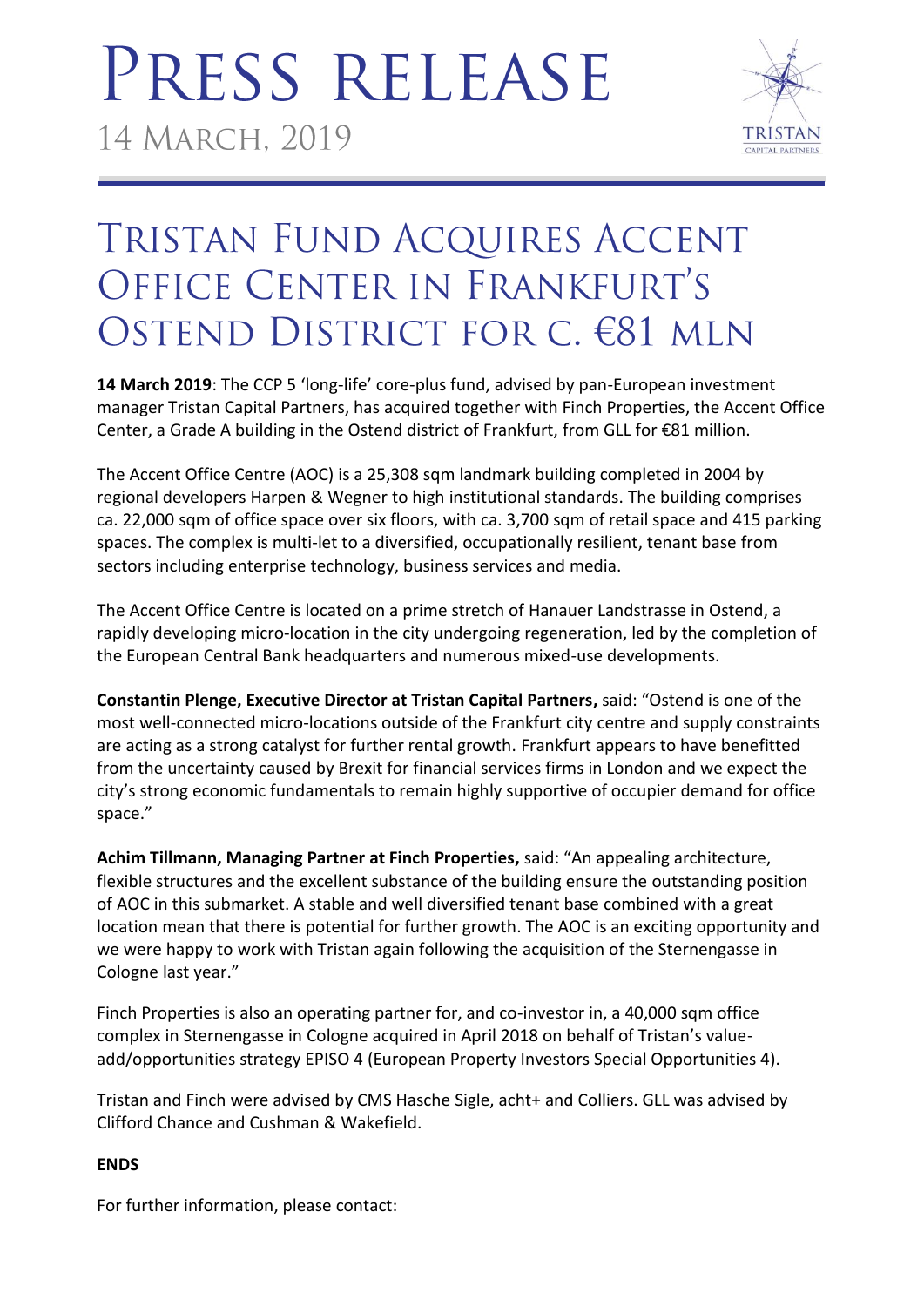# Press Release

14 March, 2019

## Tristan Fund Acquires Accent Office Center in Frankfurt's Ostend District for c. €81 mln

**14 March 2019**: The CCP 5 'long-life' core-plus fund, advised by pan-European investment manager Tristan Capital Partners, has acquired together with Finch Properties, the Accent Office Center, a Grade A building in the Ostend district of Frankfurt, from GLL for €81 million.

The Accent Office Centre (AOC) is a 25,308 sqm landmark building completed in 2004 by regional developers Harpen & Wegner to high institutional standards. The building comprises ca. 22,000 sqm of office space over six floors, with ca. 3,700 sqm of retail space and 415 parking spaces. The complex is multi-let to a diversified, occupationally resilient, tenant base from sectors including enterprise technology, business services and media.

The Accent Office Centre is located on a prime stretch of Hanauer Landstrasse in Ostend, a rapidly developing micro-location in the city undergoing regeneration, led by the completion of the European Central Bank headquarters and numerous mixed-use developments.

**Constantin Plenge, Executive Director at Tristan Capital Partners,** said: "Ostend is one of the most well-connected micro-locations outside of the Frankfurt city centre and supply constraints are acting as a strong catalyst for further rental growth. Frankfurt appears to have benefitted from the uncertainty caused by Brexit for financial services firms in London and we expect the city's strong economic fundamentals to remain highly supportive of occupier demand for office space."

**Achim Tillmann, Managing Partner at Finch Properties,** said: "An appealing architecture, flexible structures and the excellent substance of the building ensure the outstanding position of AOC in this submarket. A stable and well diversified tenant base combined with a great location mean that there is potential for further growth. The AOC is an exciting opportunity and we were happy to work with Tristan again following the acquisition of the Sternengasse in Cologne last year."

Finch Properties is also an operating partner for, and co-investor in, a 40,000 sqm office complex in Sternengasse in Cologne acquired in April 2018 on behalf of Tristan's value-add/opportunities strategy EPISO 4 (European Property Investors Special Opportunities 4).

Tristan and Finch were advised by CMS Hasche Sigle, acht+ and Colliers. GLL was advised by Clifford Chance and Cushman & Wakefield.

**ENDS**

For further information, please contact: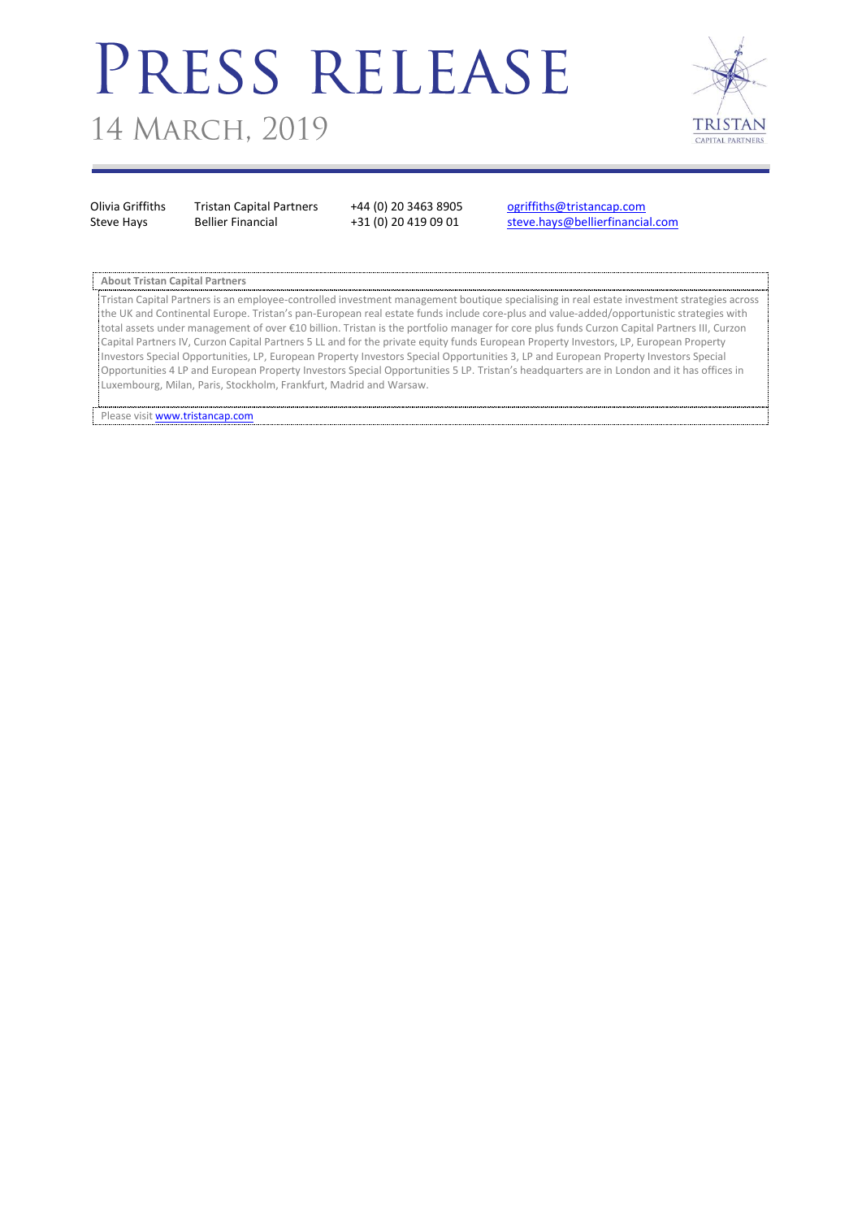# Press release

## 14 March, 2019

| | | | |
|---|---|---|---|
| Olivia Griffiths | Tristan Capital Partners | +44 (0) 20 3463 8905 | ogriffiths@tristancap.com |
| Steve Hays | Bellier Financial | +31 (0) 20 419 09 01 | steve.hays@bellierfinancial.com |

**About Tristan Capital Partners**

Tristan Capital Partners is an employee-controlled investment management boutique specialising in real estate investment strategies across the UK and Continental Europe. Tristan's pan-European real estate funds include core-plus and value-added/opportunistic strategies with total assets under management of over €10 billion. Tristan is the portfolio manager for core plus funds Curzon Capital Partners III, Curzon Capital Partners IV, Curzon Capital Partners 5 LL and for the private equity funds European Property Investors, LP, European Property Investors Special Opportunities, LP, European Property Investors Special Opportunities 3, LP and European Property Investors Special Opportunities 4 LP and European Property Investors Special Opportunities 5 LP. Tristan's headquarters are in London and it has offices in Luxembourg, Milan, Paris, Stockholm, Frankfurt, Madrid and Warsaw.

Please visit www.tristancap.com